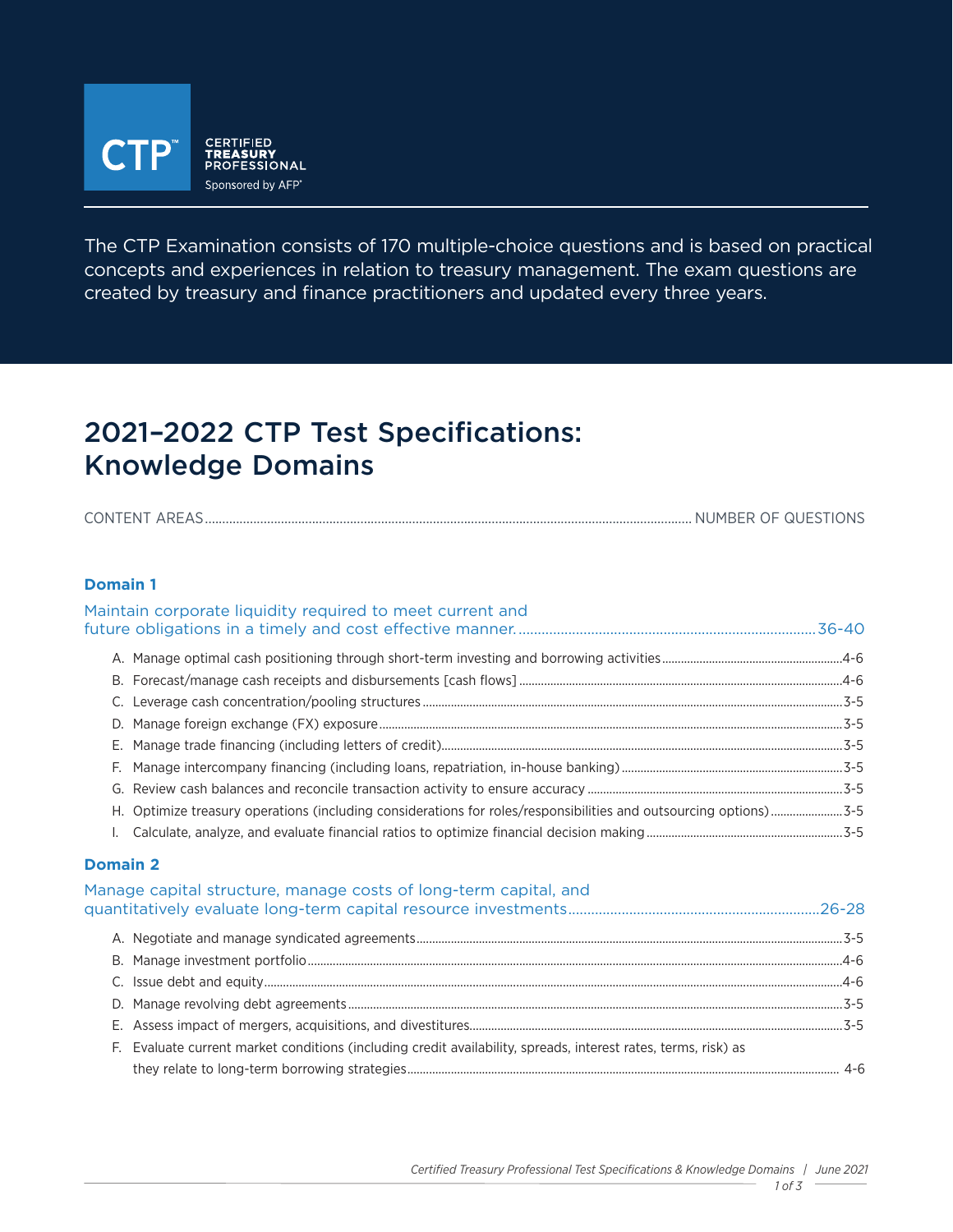CTP™ CERTIFIED TREASURY PROFESSIONAL

Sponsored by AFP®

The CTP Examination consists of 170 multiple-choice questions and is based on practical concepts and experiences in relation to treasury management. The exam questions are created by treasury and finance practitioners and updated every three years.

# 2021–2022 CTP Test Specifications: Knowledge Domains

| CONTENT AREAS | NUMBER OF QUESTIONS |
|---|---|

## Domain 1

### Maintain corporate liquidity required to meet current and future obligations in a timely and cost effective manner. — 36-40

| | Content Area | Number of Questions |
|---|---|---|
| A. | Manage optimal cash positioning through short-term investing and borrowing activities | 4-6 |
| B. | Forecast/manage cash receipts and disbursements [cash flows] | 4-6 |
| C. | Leverage cash concentration/pooling structures | 3-5 |
| D. | Manage foreign exchange (FX) exposure | 3-5 |
| E. | Manage trade financing (including letters of credit) | 3-5 |
| F. | Manage intercompany financing (including loans, repatriation, in-house banking) | 3-5 |
| G. | Review cash balances and reconcile transaction activity to ensure accuracy | 3-5 |
| H. | Optimize treasury operations (including considerations for roles/responsibilities and outsourcing options) | 3-5 |
| I. | Calculate, analyze, and evaluate financial ratios to optimize financial decision making | 3-5 |

## Domain 2

### Manage capital structure, manage costs of long-term capital, and quantitatively evaluate long-term capital resource investments — 26-28

| | Content Area | Number of Questions |
|---|---|---|
| A. | Negotiate and manage syndicated agreements | 3-5 |
| B. | Manage investment portfolio | 4-6 |
| C. | Issue debt and equity | 4-6 |
| D. | Manage revolving debt agreements | 3-5 |
| E. | Assess impact of mergers, acquisitions, and divestitures | 3-5 |
| F. | Evaluate current market conditions (including credit availability, spreads, interest rates, terms, risk) as they relate to long-term borrowing strategies | 4-6 |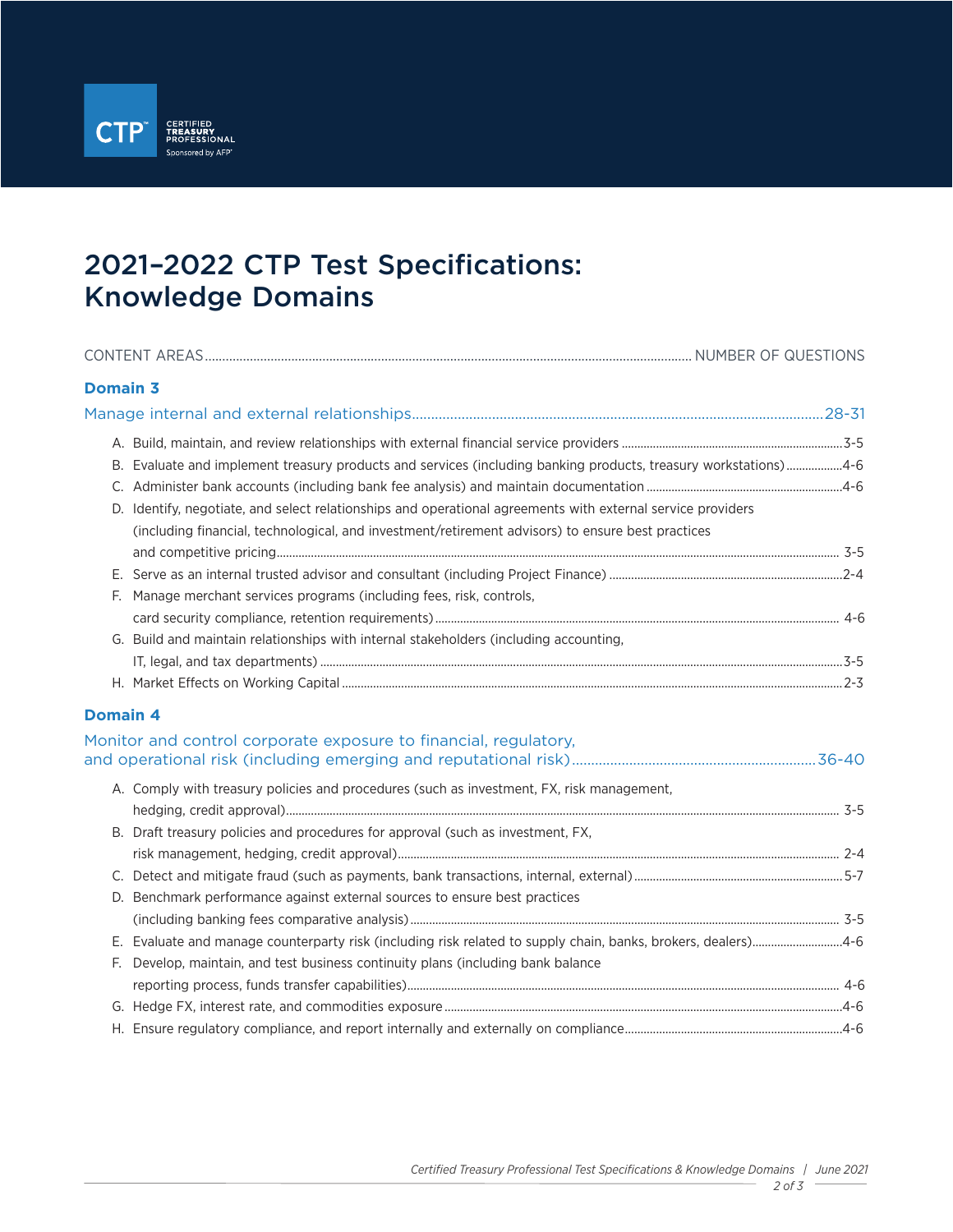# 2021–2022 CTP Test Specifications: Knowledge Domains

| CONTENT AREAS | NUMBER OF QUESTIONS |
|---|---|
| **Domain 3** | |
| Manage internal and external relationships | 28-31 |
| A. Build, maintain, and review relationships with external financial service providers | 3-5 |
| B. Evaluate and implement treasury products and services (including banking products, treasury workstations) | 4-6 |
| C. Administer bank accounts (including bank fee analysis) and maintain documentation | 4-6 |
| D. Identify, negotiate, and select relationships and operational agreements with external service providers (including financial, technological, and investment/retirement advisors) to ensure best practices and competitive pricing | 3-5 |
| E. Serve as an internal trusted advisor and consultant (including Project Finance) | 2-4 |
| F. Manage merchant services programs (including fees, risk, controls, card security compliance, retention requirements) | 4-6 |
| G. Build and maintain relationships with internal stakeholders (including accounting, IT, legal, and tax departments) | 3-5 |
| H. Market Effects on Working Capital | 2-3 |
| **Domain 4** | |
| Monitor and control corporate exposure to financial, regulatory, and operational risk (including emerging and reputational risk) | 36-40 |
| A. Comply with treasury policies and procedures (such as investment, FX, risk management, hedging, credit approval) | 3-5 |
| B. Draft treasury policies and procedures for approval (such as investment, FX, risk management, hedging, credit approval) | 2-4 |
| C. Detect and mitigate fraud (such as payments, bank transactions, internal, external) | 5-7 |
| D. Benchmark performance against external sources to ensure best practices (including banking fees comparative analysis) | 3-5 |
| E. Evaluate and manage counterparty risk (including risk related to supply chain, banks, brokers, dealers) | 4-6 |
| F. Develop, maintain, and test business continuity plans (including bank balance reporting process, funds transfer capabilities) | 4-6 |
| G. Hedge FX, interest rate, and commodities exposure | 4-6 |
| H. Ensure regulatory compliance, and report internally and externally on compliance | 4-6 |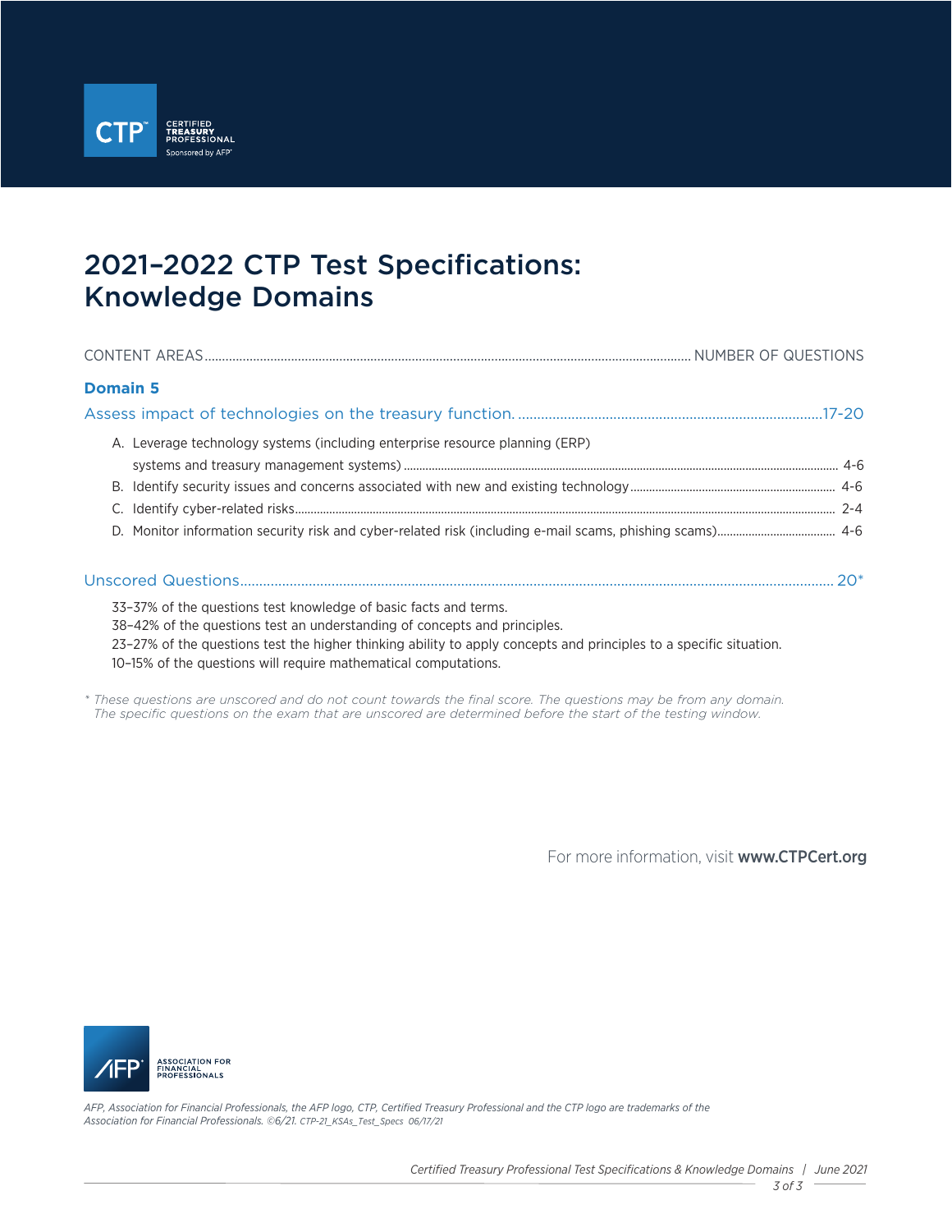CTP CERTIFIED TREASURY PROFESSIONAL Sponsored by AFP

# 2021–2022 CTP Test Specifications: Knowledge Domains

CONTENT AREAS ........ NUMBER OF QUESTIONS

### Domain 5

**Assess impact of technologies on the treasury function.** ........ 17-20

A. Leverage technology systems (including enterprise resource planning (ERP) systems and treasury management systems) ........ 4-6
B. Identify security issues and concerns associated with new and existing technology ........ 4-6
C. Identify cyber-related risks ........ 2-4
D. Monitor information security risk and cyber-related risk (including e-mail scams, phishing scams) ........ 4-6

**Unscored Questions** ........ 20*

33–37% of the questions test knowledge of basic facts and terms.
38–42% of the questions test an understanding of concepts and principles.
23–27% of the questions test the higher thinking ability to apply concepts and principles to a specific situation.
10–15% of the questions will require mathematical computations.

*\* These questions are unscored and do not count towards the final score. The questions may be from any domain. The specific questions on the exam that are unscored are determined before the start of the testing window.*

For more information, visit **www.CTPCert.org**

AFP ASSOCIATION FOR FINANCIAL PROFESSIONALS

*AFP, Association for Financial Professionals, the AFP logo, CTP, Certified Treasury Professional and the CTP logo are trademarks of the Association for Financial Professionals. ©6/21. CTP-21_KSAs_Test_Specs 06/17/21*